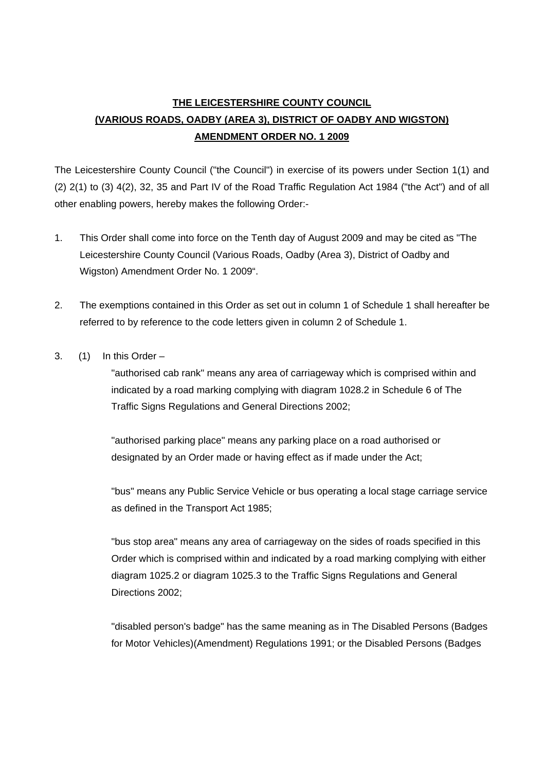**THE LEICESTERSHIRE COUNTY COUNCIL**
**(VARIOUS ROADS, OADBY (AREA 3), DISTRICT OF OADBY AND WIGSTON)**
**AMENDMENT ORDER NO. 1 2009**

The Leicestershire County Council ("the Council") in exercise of its powers under Section 1(1) and (2) 2(1) to (3) 4(2), 32, 35 and Part IV of the Road Traffic Regulation Act 1984 ("the Act") and of all other enabling powers, hereby makes the following Order:-

1. This Order shall come into force on the Tenth day of August 2009 and may be cited as "The Leicestershire County Council (Various Roads, Oadby (Area 3), District of Oadby and Wigston) Amendment Order No. 1 2009“.

2. The exemptions contained in this Order as set out in column 1 of Schedule 1 shall hereafter be referred to by reference to the code letters given in column 2 of Schedule 1.

3. (1) In this Order –

   "authorised cab rank" means any area of carriageway which is comprised within and indicated by a road marking complying with diagram 1028.2 in Schedule 6 of The Traffic Signs Regulations and General Directions 2002;

   "authorised parking place" means any parking place on a road authorised or designated by an Order made or having effect as if made under the Act;

   "bus" means any Public Service Vehicle or bus operating a local stage carriage service as defined in the Transport Act 1985;

   "bus stop area" means any area of carriageway on the sides of roads specified in this Order which is comprised within and indicated by a road marking complying with either diagram 1025.2 or diagram 1025.3 to the Traffic Signs Regulations and General Directions 2002;

   "disabled person's badge" has the same meaning as in The Disabled Persons (Badges for Motor Vehicles)(Amendment) Regulations 1991; or the Disabled Persons (Badges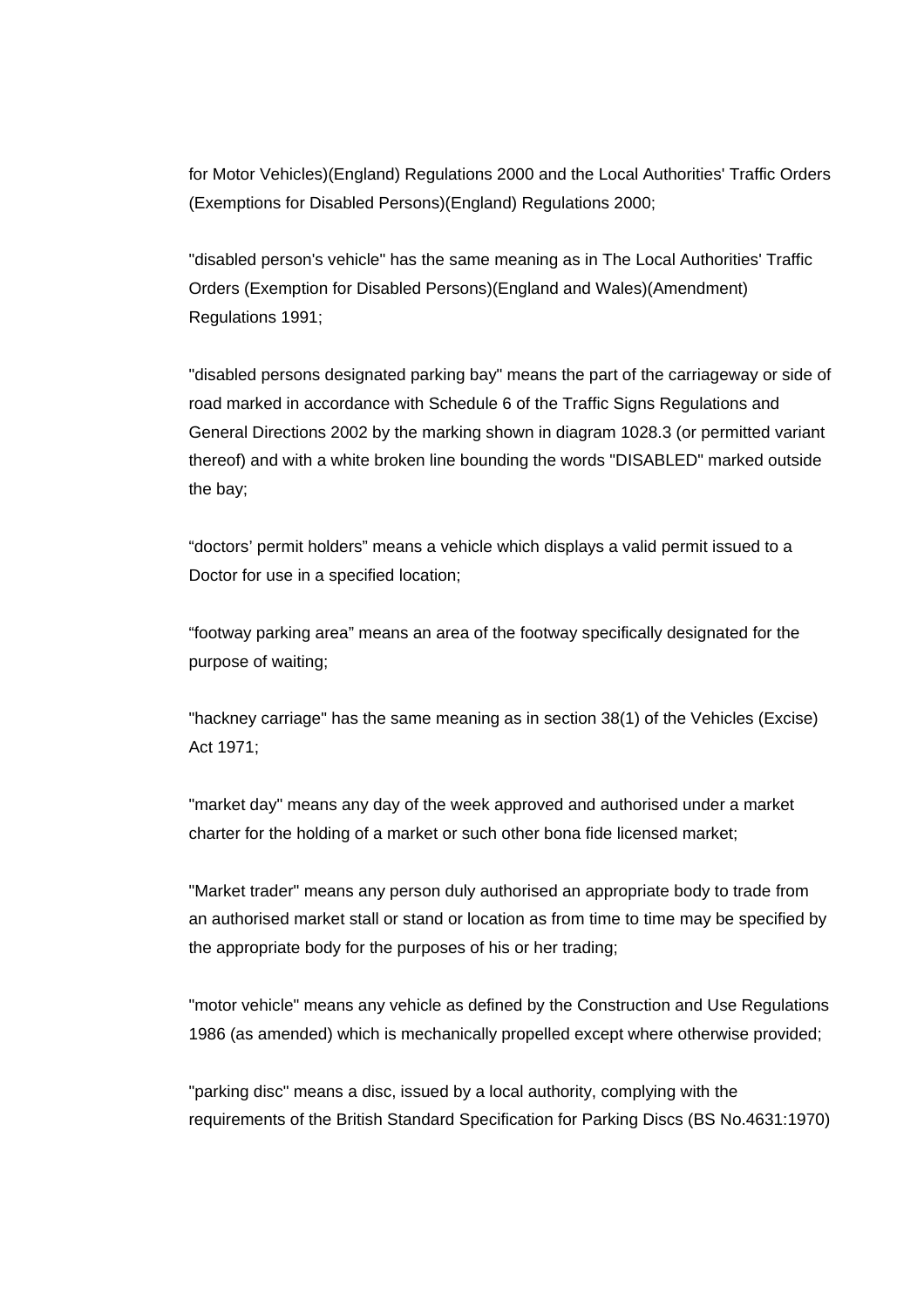for Motor Vehicles)(England) Regulations 2000 and the Local Authorities' Traffic Orders (Exemptions for Disabled Persons)(England) Regulations 2000;

"disabled person's vehicle" has the same meaning as in The Local Authorities' Traffic Orders (Exemption for Disabled Persons)(England and Wales)(Amendment) Regulations 1991;

"disabled persons designated parking bay" means the part of the carriageway or side of road marked in accordance with Schedule 6 of the Traffic Signs Regulations and General Directions 2002 by the marking shown in diagram 1028.3 (or permitted variant thereof) and with a white broken line bounding the words "DISABLED" marked outside the bay;

“doctors’ permit holders” means a vehicle which displays a valid permit issued to a Doctor for use in a specified location;

“footway parking area” means an area of the footway specifically designated for the purpose of waiting;

"hackney carriage" has the same meaning as in section 38(1) of the Vehicles (Excise) Act 1971;

"market day" means any day of the week approved and authorised under a market charter for the holding of a market or such other bona fide licensed market;

"Market trader" means any person duly authorised an appropriate body to trade from an authorised market stall or stand or location as from time to time may be specified by the appropriate body for the purposes of his or her trading;

"motor vehicle" means any vehicle as defined by the Construction and Use Regulations 1986 (as amended) which is mechanically propelled except where otherwise provided;

"parking disc" means a disc, issued by a local authority, complying with the requirements of the British Standard Specification for Parking Discs (BS No.4631:1970)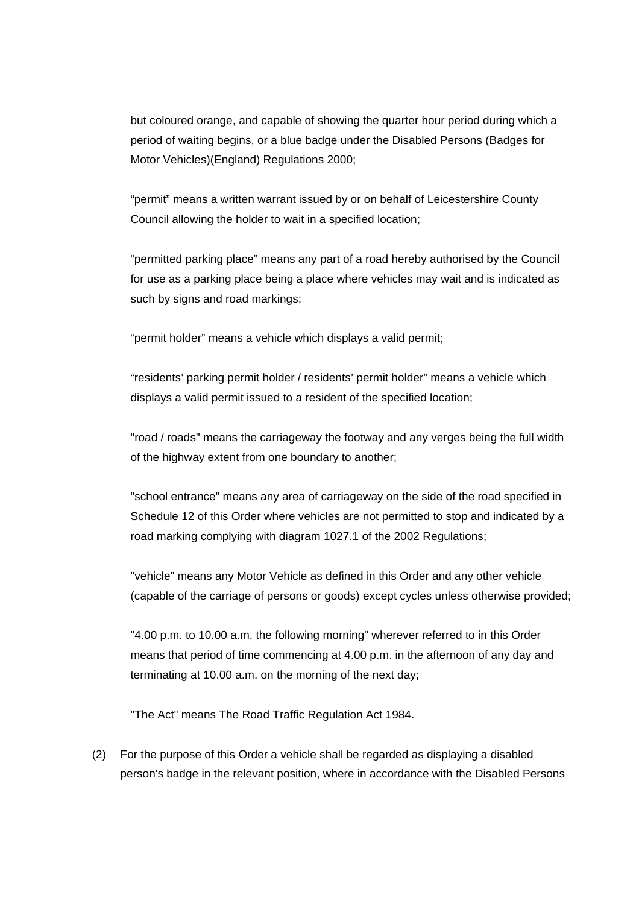but coloured orange, and capable of showing the quarter hour period during which a period of waiting begins, or a blue badge under the Disabled Persons (Badges for Motor Vehicles)(England) Regulations 2000;

“permit” means a written warrant issued by or on behalf of Leicestershire County Council allowing the holder to wait in a specified location;

“permitted parking place” means any part of a road hereby authorised by the Council for use as a parking place being a place where vehicles may wait and is indicated as such by signs and road markings;

“permit holder” means a vehicle which displays a valid permit;

“residents’ parking permit holder / residents’ permit holder” means a vehicle which displays a valid permit issued to a resident of the specified location;

"road / roads" means the carriageway the footway and any verges being the full width of the highway extent from one boundary to another;

"school entrance" means any area of carriageway on the side of the road specified in Schedule 12 of this Order where vehicles are not permitted to stop and indicated by a road marking complying with diagram 1027.1 of the 2002 Regulations;

"vehicle" means any Motor Vehicle as defined in this Order and any other vehicle (capable of the carriage of persons or goods) except cycles unless otherwise provided;

"4.00 p.m. to 10.00 a.m. the following morning" wherever referred to in this Order means that period of time commencing at 4.00 p.m. in the afternoon of any day and terminating at 10.00 a.m. on the morning of the next day;

"The Act" means The Road Traffic Regulation Act 1984.

(2) For the purpose of this Order a vehicle shall be regarded as displaying a disabled person's badge in the relevant position, where in accordance with the Disabled Persons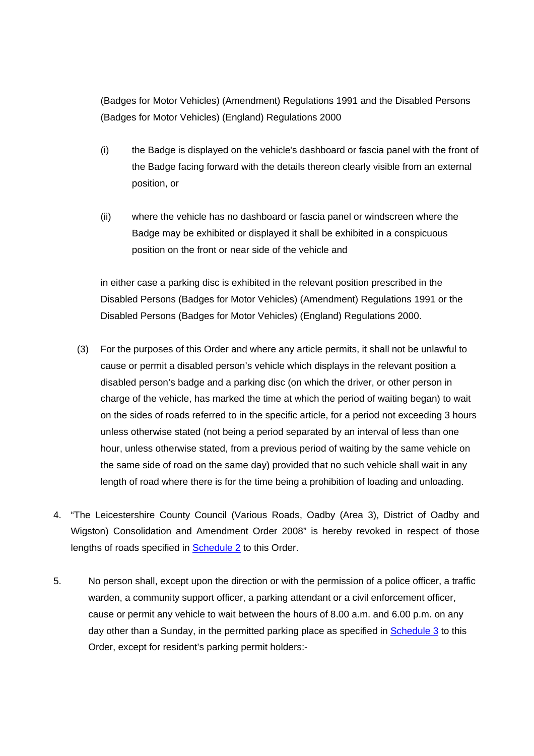(Badges for Motor Vehicles) (Amendment) Regulations 1991 and the Disabled Persons (Badges for Motor Vehicles) (England) Regulations 2000

(i) the Badge is displayed on the vehicle's dashboard or fascia panel with the front of the Badge facing forward with the details thereon clearly visible from an external position, or

(ii) where the vehicle has no dashboard or fascia panel or windscreen where the Badge may be exhibited or displayed it shall be exhibited in a conspicuous position on the front or near side of the vehicle and

in either case a parking disc is exhibited in the relevant position prescribed in the Disabled Persons (Badges for Motor Vehicles) (Amendment) Regulations 1991 or the Disabled Persons (Badges for Motor Vehicles) (England) Regulations 2000.

(3) For the purposes of this Order and where any article permits, it shall not be unlawful to cause or permit a disabled person's vehicle which displays in the relevant position a disabled person's badge and a parking disc (on which the driver, or other person in charge of the vehicle, has marked the time at which the period of waiting began) to wait on the sides of roads referred to in the specific article, for a period not exceeding 3 hours unless otherwise stated (not being a period separated by an interval of less than one hour, unless otherwise stated, from a previous period of waiting by the same vehicle on the same side of road on the same day) provided that no such vehicle shall wait in any length of road where there is for the time being a prohibition of loading and unloading.

4. "The Leicestershire County Council (Various Roads, Oadby (Area 3), District of Oadby and Wigston) Consolidation and Amendment Order 2008" is hereby revoked in respect of those lengths of roads specified in Schedule 2 to this Order.

5. No person shall, except upon the direction or with the permission of a police officer, a traffic warden, a community support officer, a parking attendant or a civil enforcement officer, cause or permit any vehicle to wait between the hours of 8.00 a.m. and 6.00 p.m. on any day other than a Sunday, in the permitted parking place as specified in Schedule 3 to this Order, except for resident's parking permit holders:-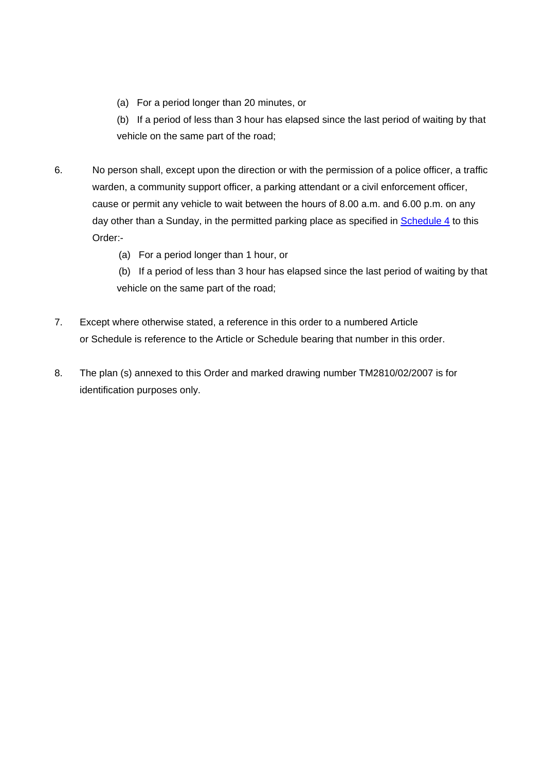(a) For a period longer than 20 minutes, or

(b) If a period of less than 3 hour has elapsed since the last period of waiting by that vehicle on the same part of the road;

6. No person shall, except upon the direction or with the permission of a police officer, a traffic warden, a community support officer, a parking attendant or a civil enforcement officer, cause or permit any vehicle to wait between the hours of 8.00 a.m. and 6.00 p.m. on any day other than a Sunday, in the permitted parking place as specified in Schedule 4 to this Order:-

   (a) For a period longer than 1 hour, or

   (b) If a period of less than 3 hour has elapsed since the last period of waiting by that vehicle on the same part of the road;

7. Except where otherwise stated, a reference in this order to a numbered Article or Schedule is reference to the Article or Schedule bearing that number in this order.

8. The plan (s) annexed to this Order and marked drawing number TM2810/02/2007 is for identification purposes only.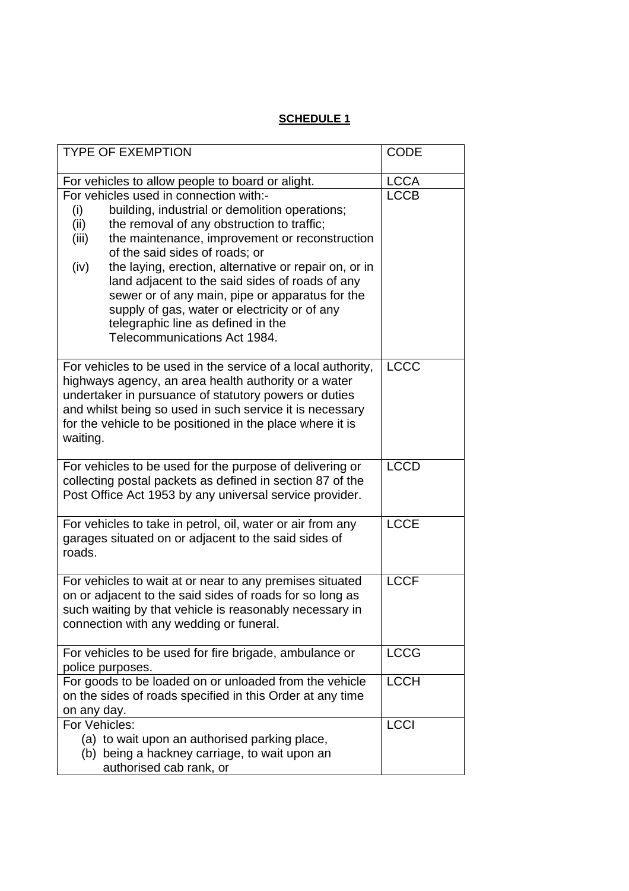**SCHEDULE 1**

| TYPE OF EXEMPTION | CODE |
|---|---|
| For vehicles to allow people to board or alight. | LCCA |
| For vehicles used in connection with:-<br>(i) building, industrial or demolition operations;<br>(ii) the removal of any obstruction to traffic;<br>(iii) the maintenance, improvement or reconstruction of the said sides of roads; or<br>(iv) the laying, erection, alternative or repair on, or in land adjacent to the said sides of roads of any sewer or of any main, pipe or apparatus for the supply of gas, water or electricity or of any telegraphic line as defined in the Telecommunications Act 1984. | LCCB |
| For vehicles to be used in the service of a local authority, highways agency, an area health authority or a water undertaker in pursuance of statutory powers or duties and whilst being so used in such service it is necessary for the vehicle to be positioned in the place where it is waiting. | LCCC |
| For vehicles to be used for the purpose of delivering or collecting postal packets as defined in section 87 of the Post Office Act 1953 by any universal service provider. | LCCD |
| For vehicles to take in petrol, oil, water or air from any garages situated on or adjacent to the said sides of roads. | LCCE |
| For vehicles to wait at or near to any premises situated on or adjacent to the said sides of roads for so long as such waiting by that vehicle is reasonably necessary in connection with any wedding or funeral. | LCCF |
| For vehicles to be used for fire brigade, ambulance or police purposes. | LCCG |
| For goods to be loaded on or unloaded from the vehicle on the sides of roads specified in this Order at any time on any day. | LCCH |
| For Vehicles:<br>(a) to wait upon an authorised parking place,<br>(b) being a hackney carriage, to wait upon an authorised cab rank, or | LCCI |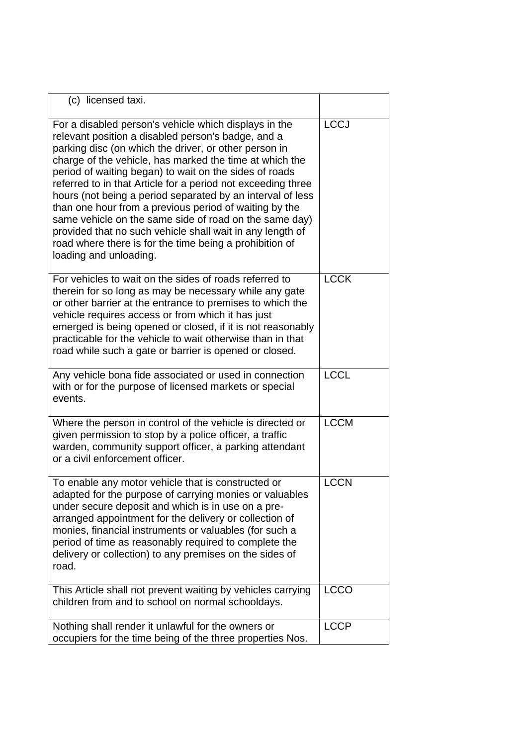| | |
|---|---|
| (c) licensed taxi. | |
| For a disabled person's vehicle which displays in the relevant position a disabled person's badge, and a parking disc (on which the driver, or other person in charge of the vehicle, has marked the time at which the period of waiting began) to wait on the sides of roads referred to in that Article for a period not exceeding three hours (not being a period separated by an interval of less than one hour from a previous period of waiting by the same vehicle on the same side of road on the same day) provided that no such vehicle shall wait in any length of road where there is for the time being a prohibition of loading and unloading. | LCCJ |
| For vehicles to wait on the sides of roads referred to therein for so long as may be necessary while any gate or other barrier at the entrance to premises to which the vehicle requires access or from which it has just emerged is being opened or closed, if it is not reasonably practicable for the vehicle to wait otherwise than in that road while such a gate or barrier is opened or closed. | LCCK |
| Any vehicle bona fide associated or used in connection with or for the purpose of licensed markets or special events. | LCCL |
| Where the person in control of the vehicle is directed or given permission to stop by a police officer, a traffic warden, community support officer, a parking attendant or a civil enforcement officer. | LCCM |
| To enable any motor vehicle that is constructed or adapted for the purpose of carrying monies or valuables under secure deposit and which is in use on a pre-arranged appointment for the delivery or collection of monies, financial instruments or valuables (for such a period of time as reasonably required to complete the delivery or collection) to any premises on the sides of road. | LCCN |
| This Article shall not prevent waiting by vehicles carrying children from and to school on normal schooldays. | LCCO |
| Nothing shall render it unlawful for the owners or occupiers for the time being of the three properties Nos. | LCCP |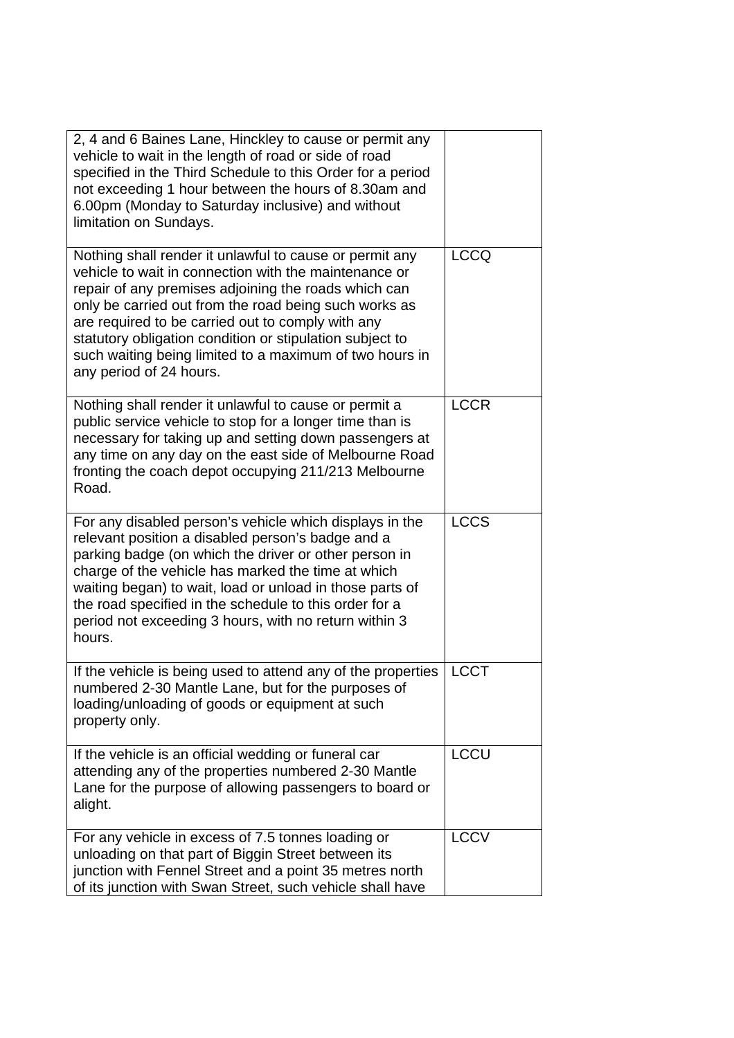| | |
|---|---|
| 2, 4 and 6 Baines Lane, Hinckley to cause or permit any vehicle to wait in the length of road or side of road specified in the Third Schedule to this Order for a period not exceeding 1 hour between the hours of 8.30am and 6.00pm (Monday to Saturday inclusive) and without limitation on Sundays. | |
| Nothing shall render it unlawful to cause or permit any vehicle to wait in connection with the maintenance or repair of any premises adjoining the roads which can only be carried out from the road being such works as are required to be carried out to comply with any statutory obligation condition or stipulation subject to such waiting being limited to a maximum of two hours in any period of 24 hours. | LCCQ |
| Nothing shall render it unlawful to cause or permit a public service vehicle to stop for a longer time than is necessary for taking up and setting down passengers at any time on any day on the east side of Melbourne Road fronting the coach depot occupying 211/213 Melbourne Road. | LCCR |
| For any disabled person's vehicle which displays in the relevant position a disabled person's badge and a parking badge (on which the driver or other person in charge of the vehicle has marked the time at which waiting began) to wait, load or unload in those parts of the road specified in the schedule to this order for a period not exceeding 3 hours, with no return within 3 hours. | LCCS |
| If the vehicle is being used to attend any of the properties numbered 2-30 Mantle Lane, but for the purposes of loading/unloading of goods or equipment at such property only. | LCCT |
| If the vehicle is an official wedding or funeral car attending any of the properties numbered 2-30 Mantle Lane for the purpose of allowing passengers to board or alight. | LCCU |
| For any vehicle in excess of 7.5 tonnes loading or unloading on that part of Biggin Street between its junction with Fennel Street and a point 35 metres north of its junction with Swan Street, such vehicle shall have | LCCV |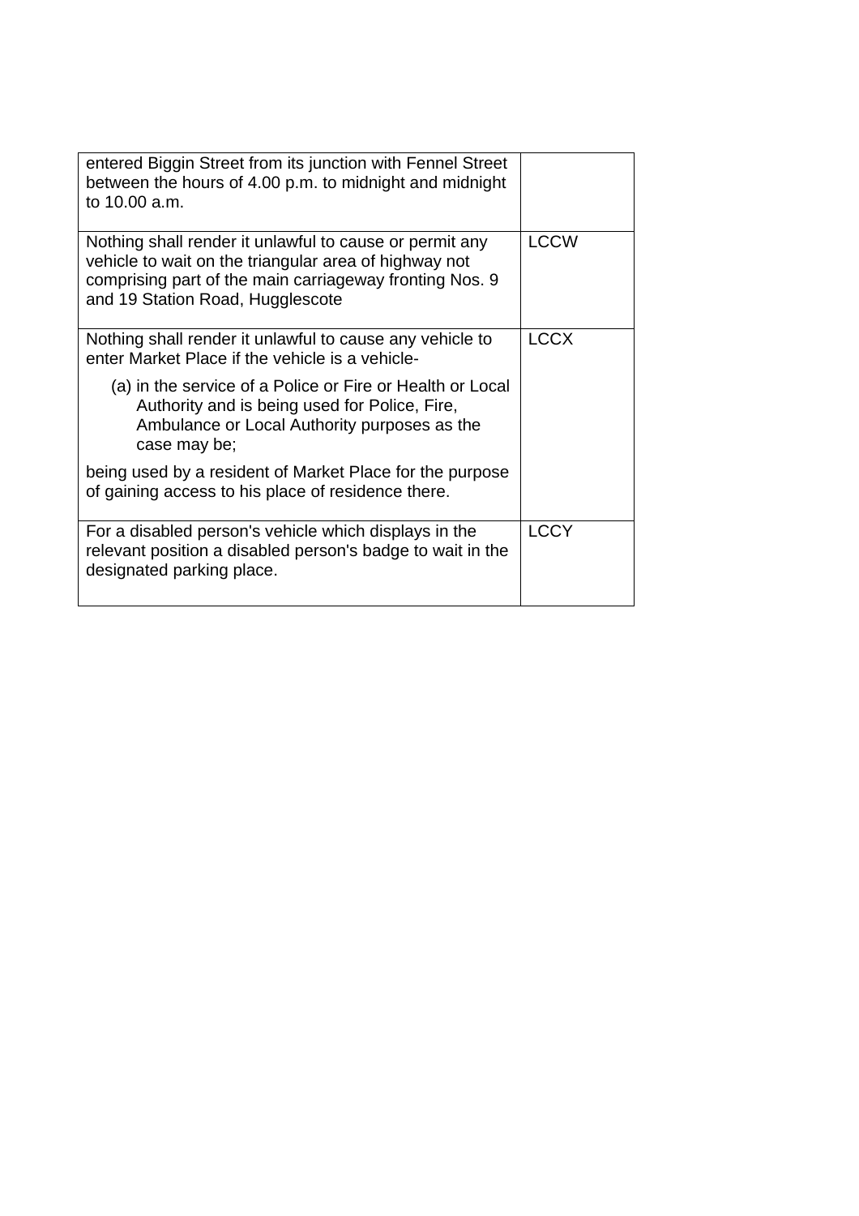| | |
|---|---|
| entered Biggin Street from its junction with Fennel Street between the hours of 4.00 p.m. to midnight and midnight to 10.00 a.m. | |
| Nothing shall render it unlawful to cause or permit any vehicle to wait on the triangular area of highway not comprising part of the main carriageway fronting Nos. 9 and 19 Station Road, Hugglescote | LCCW |
| Nothing shall render it unlawful to cause any vehicle to enter Market Place if the vehicle is a vehicle-<br><br>(a) in the service of a Police or Fire or Health or Local Authority and is being used for Police, Fire, Ambulance or Local Authority purposes as the case may be;<br><br>being used by a resident of Market Place for the purpose of gaining access to his place of residence there. | LCCX |
| For a disabled person's vehicle which displays in the relevant position a disabled person's badge to wait in the designated parking place. | LCCY |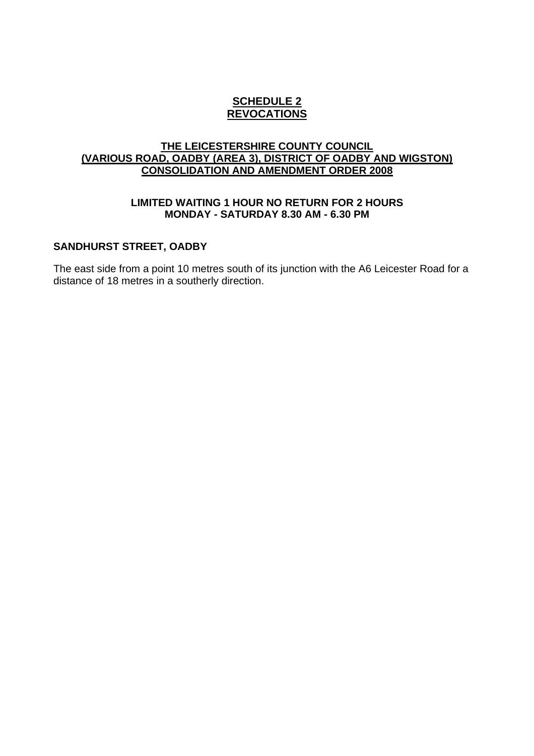# SCHEDULE 2
# REVOCATIONS

## THE LEICESTERSHIRE COUNTY COUNCIL (VARIOUS ROAD, OADBY (AREA 3), DISTRICT OF OADBY AND WIGSTON) CONSOLIDATION AND AMENDMENT ORDER 2008

### LIMITED WAITING 1 HOUR NO RETURN FOR 2 HOURS MONDAY - SATURDAY 8.30 AM - 6.30 PM

**SANDHURST STREET, OADBY**

The east side from a point 10 metres south of its junction with the A6 Leicester Road for a distance of 18 metres in a southerly direction.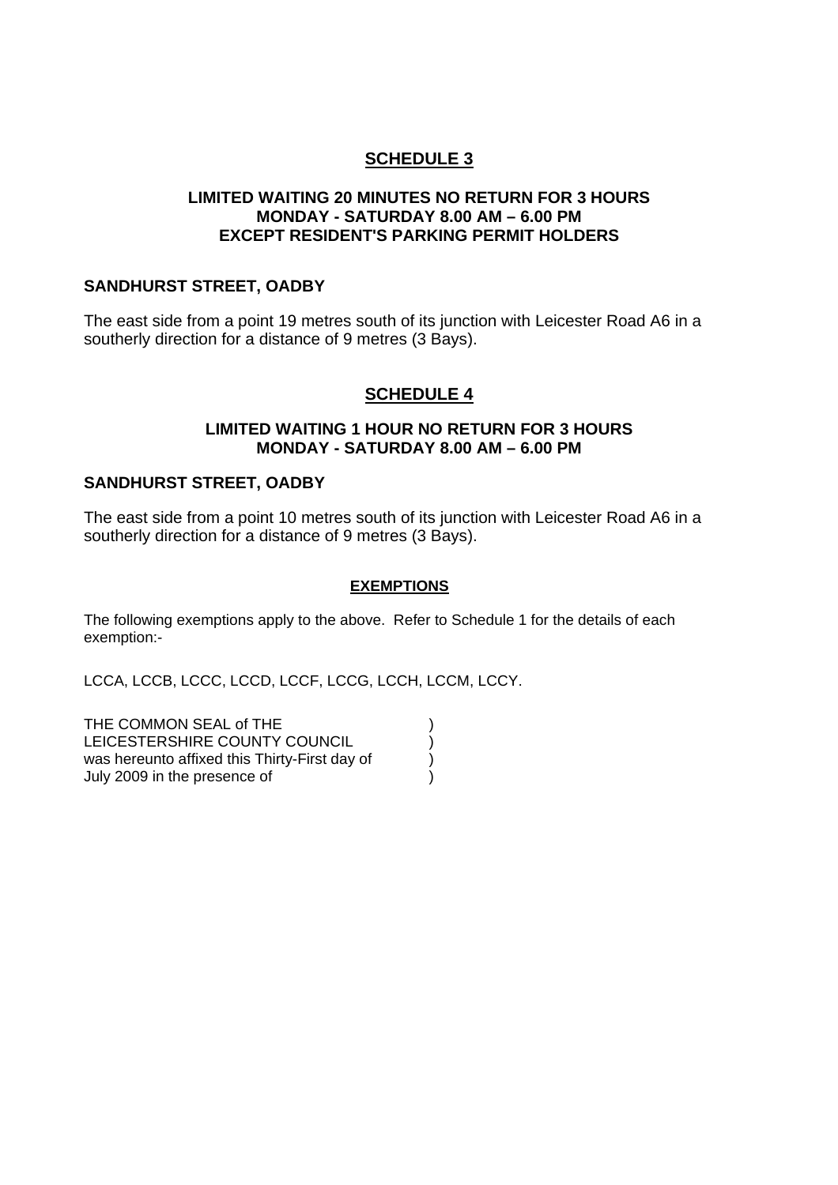## SCHEDULE 3

**LIMITED WAITING 20 MINUTES NO RETURN FOR 3 HOURS**
**MONDAY - SATURDAY 8.00 AM – 6.00 PM**
**EXCEPT RESIDENT'S PARKING PERMIT HOLDERS**

### SANDHURST STREET, OADBY

The east side from a point 19 metres south of its junction with Leicester Road A6 in a southerly direction for a distance of 9 metres (3 Bays).

## SCHEDULE 4

**LIMITED WAITING 1 HOUR NO RETURN FOR 3 HOURS**
**MONDAY - SATURDAY 8.00 AM – 6.00 PM**

### SANDHURST STREET, OADBY

The east side from a point 10 metres south of its junction with Leicester Road A6 in a southerly direction for a distance of 9 metres (3 Bays).

**EXEMPTIONS**

The following exemptions apply to the above. Refer to Schedule 1 for the details of each exemption:-

LCCA, LCCB, LCCC, LCCD, LCCF, LCCG, LCCH, LCCM, LCCY.

THE COMMON SEAL of THE )
LEICESTERSHIRE COUNTY COUNCIL )
was hereunto affixed this Thirty-First day of )
July 2009 in the presence of )